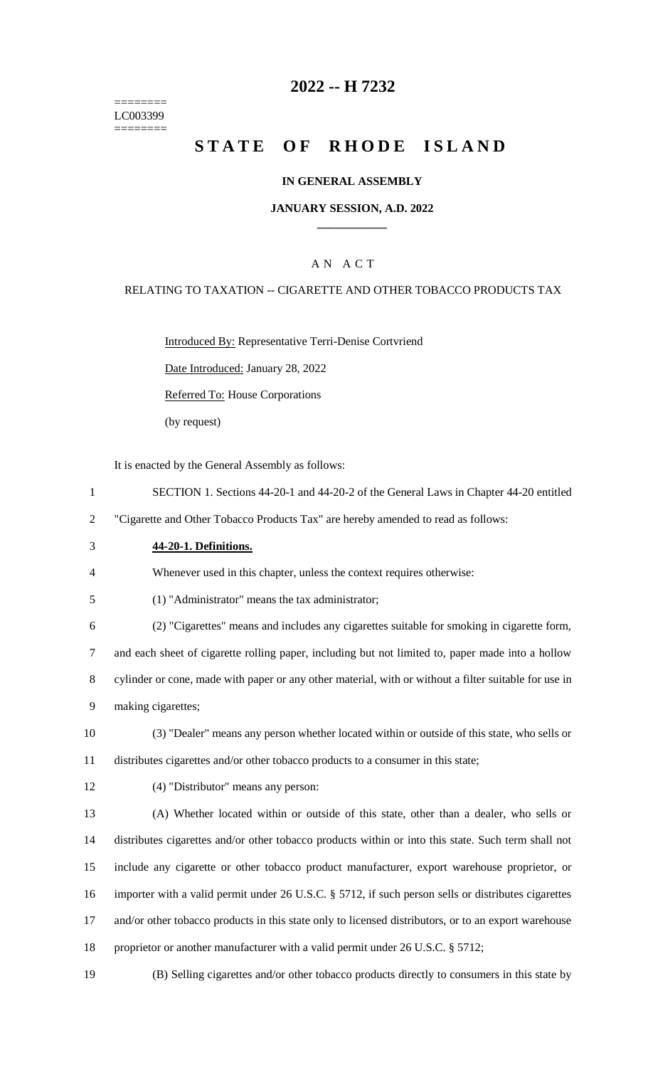========
LC003399
========

# 2022 -- H 7232

# STATE OF RHODE ISLAND

### IN GENERAL ASSEMBLY

### JANUARY SESSION, A.D. 2022

---

## A N A C T

### RELATING TO TAXATION -- CIGARETTE AND OTHER TOBACCO PRODUCTS TAX

Introduced By: Representative Terri-Denise Cortvriend

Date Introduced: January 28, 2022

Referred To: House Corporations

(by request)

It is enacted by the General Assembly as follows:

1 SECTION 1. Sections 44-20-1 and 44-20-2 of the General Laws in Chapter 44-20 entitled
2 "Cigarette and Other Tobacco Products Tax" are hereby amended to read as follows:

3 **44-20-1. Definitions.**

4 Whenever used in this chapter, unless the context requires otherwise:

5 (1) "Administrator" means the tax administrator;

6 (2) "Cigarettes" means and includes any cigarettes suitable for smoking in cigarette form,
7 and each sheet of cigarette rolling paper, including but not limited to, paper made into a hollow
8 cylinder or cone, made with paper or any other material, with or without a filter suitable for use in
9 making cigarettes;

10 (3) "Dealer" means any person whether located within or outside of this state, who sells or
11 distributes cigarettes and/or other tobacco products to a consumer in this state;

12 (4) "Distributor" means any person:

13 (A) Whether located within or outside of this state, other than a dealer, who sells or
14 distributes cigarettes and/or other tobacco products within or into this state. Such term shall not
15 include any cigarette or other tobacco product manufacturer, export warehouse proprietor, or
16 importer with a valid permit under 26 U.S.C. § 5712, if such person sells or distributes cigarettes
17 and/or other tobacco products in this state only to licensed distributors, or to an export warehouse
18 proprietor or another manufacturer with a valid permit under 26 U.S.C. § 5712;

19 (B) Selling cigarettes and/or other tobacco products directly to consumers in this state by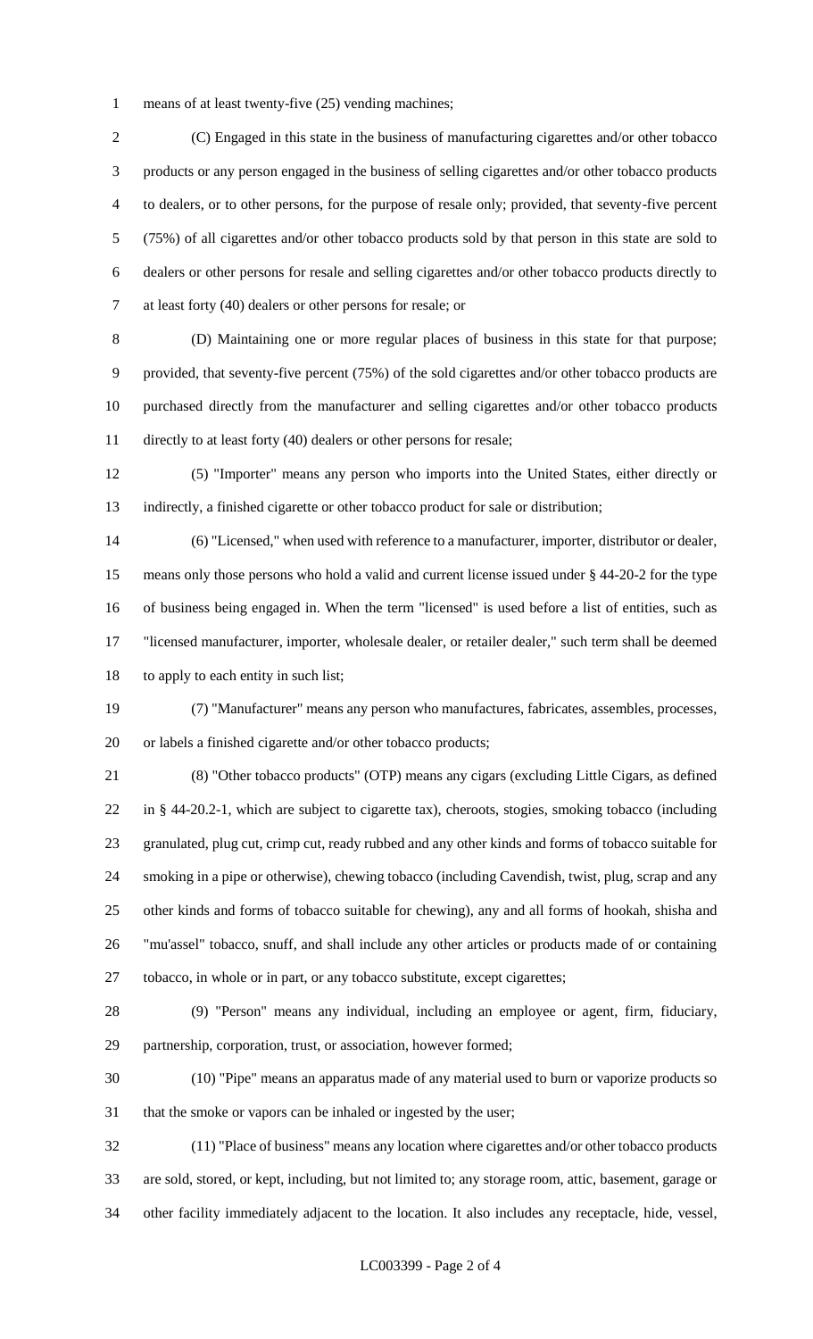means of at least twenty-five (25) vending machines;

(C) Engaged in this state in the business of manufacturing cigarettes and/or other tobacco products or any person engaged in the business of selling cigarettes and/or other tobacco products to dealers, or to other persons, for the purpose of resale only; provided, that seventy-five percent (75%) of all cigarettes and/or other tobacco products sold by that person in this state are sold to dealers or other persons for resale and selling cigarettes and/or other tobacco products directly to at least forty (40) dealers or other persons for resale; or

(D) Maintaining one or more regular places of business in this state for that purpose; provided, that seventy-five percent (75%) of the sold cigarettes and/or other tobacco products are purchased directly from the manufacturer and selling cigarettes and/or other tobacco products directly to at least forty (40) dealers or other persons for resale;

(5) "Importer" means any person who imports into the United States, either directly or indirectly, a finished cigarette or other tobacco product for sale or distribution;

(6) "Licensed," when used with reference to a manufacturer, importer, distributor or dealer, means only those persons who hold a valid and current license issued under § 44-20-2 for the type of business being engaged in. When the term "licensed" is used before a list of entities, such as "licensed manufacturer, importer, wholesale dealer, or retailer dealer," such term shall be deemed to apply to each entity in such list;

(7) "Manufacturer" means any person who manufactures, fabricates, assembles, processes, or labels a finished cigarette and/or other tobacco products;

(8) "Other tobacco products" (OTP) means any cigars (excluding Little Cigars, as defined in § 44-20.2-1, which are subject to cigarette tax), cheroots, stogies, smoking tobacco (including granulated, plug cut, crimp cut, ready rubbed and any other kinds and forms of tobacco suitable for smoking in a pipe or otherwise), chewing tobacco (including Cavendish, twist, plug, scrap and any other kinds and forms of tobacco suitable for chewing), any and all forms of hookah, shisha and "mu'assel" tobacco, snuff, and shall include any other articles or products made of or containing tobacco, in whole or in part, or any tobacco substitute, except cigarettes;

(9) "Person" means any individual, including an employee or agent, firm, fiduciary, partnership, corporation, trust, or association, however formed;

(10) "Pipe" means an apparatus made of any material used to burn or vaporize products so that the smoke or vapors can be inhaled or ingested by the user;

(11) "Place of business" means any location where cigarettes and/or other tobacco products are sold, stored, or kept, including, but not limited to; any storage room, attic, basement, garage or other facility immediately adjacent to the location. It also includes any receptacle, hide, vessel,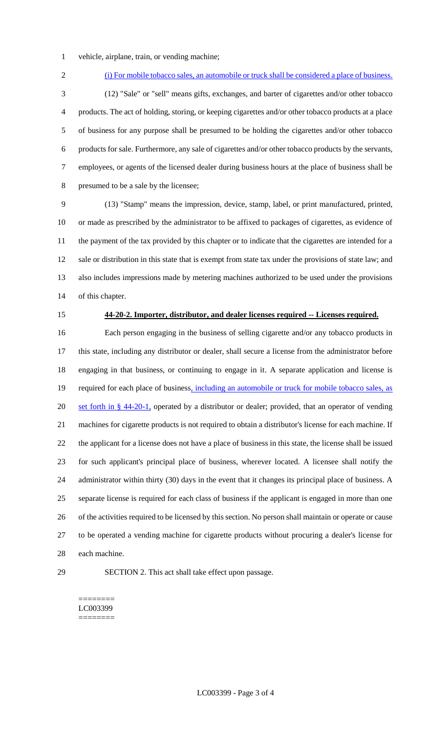vehicle, airplane, train, or vending machine;

(i) For mobile tobacco sales, an automobile or truck shall be considered a place of business.

(12) "Sale" or "sell" means gifts, exchanges, and barter of cigarettes and/or other tobacco products. The act of holding, storing, or keeping cigarettes and/or other tobacco products at a place of business for any purpose shall be presumed to be holding the cigarettes and/or other tobacco products for sale. Furthermore, any sale of cigarettes and/or other tobacco products by the servants, employees, or agents of the licensed dealer during business hours at the place of business shall be presumed to be a sale by the licensee;

(13) "Stamp" means the impression, device, stamp, label, or print manufactured, printed, or made as prescribed by the administrator to be affixed to packages of cigarettes, as evidence of the payment of the tax provided by this chapter or to indicate that the cigarettes are intended for a sale or distribution in this state that is exempt from state tax under the provisions of state law; and also includes impressions made by metering machines authorized to be used under the provisions of this chapter.

**44-20-2. Importer, distributor, and dealer licenses required -- Licenses required.**

Each person engaging in the business of selling cigarette and/or any tobacco products in this state, including any distributor or dealer, shall secure a license from the administrator before engaging in that business, or continuing to engage in it. A separate application and license is required for each place of business, including an automobile or truck for mobile tobacco sales, as set forth in § 44-20-1, operated by a distributor or dealer; provided, that an operator of vending machines for cigarette products is not required to obtain a distributor's license for each machine. If the applicant for a license does not have a place of business in this state, the license shall be issued for such applicant's principal place of business, wherever located. A licensee shall notify the administrator within thirty (30) days in the event that it changes its principal place of business. A separate license is required for each class of business if the applicant is engaged in more than one of the activities required to be licensed by this section. No person shall maintain or operate or cause to be operated a vending machine for cigarette products without procuring a dealer's license for each machine.

SECTION 2. This act shall take effect upon passage.

========
LC003399
========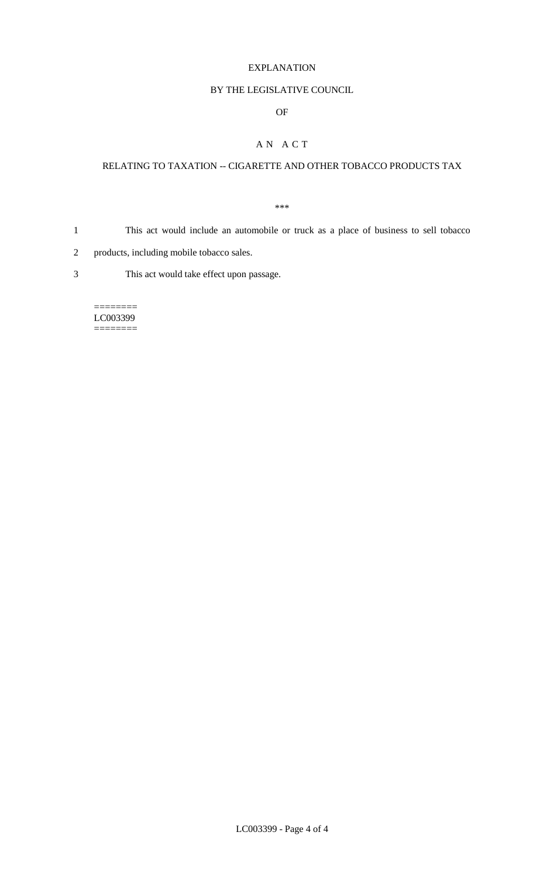EXPLANATION

BY THE LEGISLATIVE COUNCIL

OF

A N A C T

RELATING TO TAXATION -- CIGARETTE AND OTHER TOBACCO PRODUCTS TAX

\*\*\*

1 This act would include an automobile or truck as a place of business to sell tobacco
2 products, including mobile tobacco sales.
3 This act would take effect upon passage.

========
LC003399
========